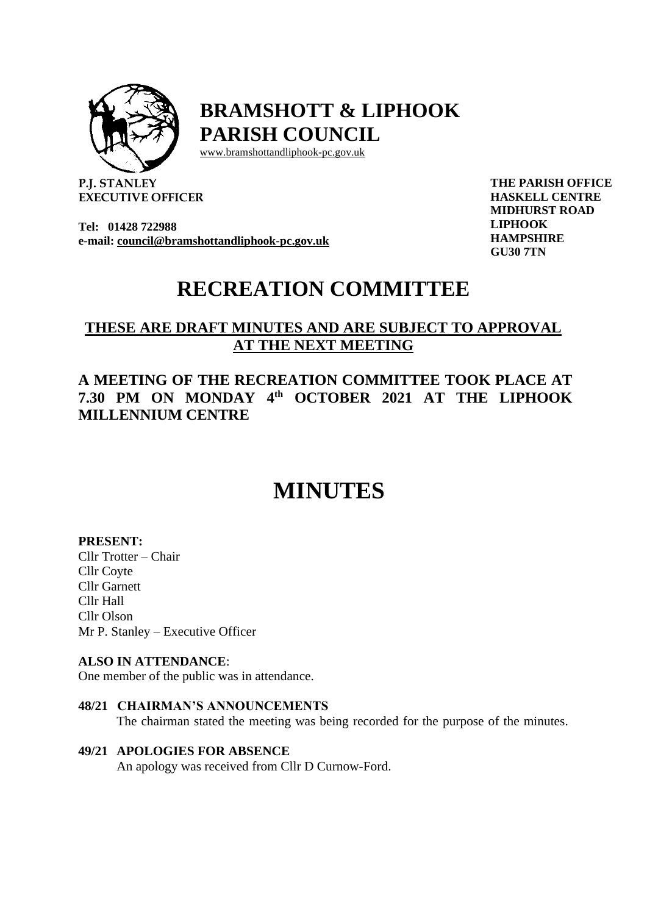# BRAMSHOTT & LIPHOOK PARISH COUNCIL

www.bramshottandliphook-pc.gov.uk

**P.J. STANLEY**
**EXECUTIVE OFFICER**

**Tel: 01428 722988**
**e-mail: council@bramshottandliphook-pc.gov.uk**

**THE PARISH OFFICE**
**HASKELL CENTRE**
**MIDHURST ROAD**
**LIPHOOK**
**HAMPSHIRE**
**GU30 7TN**

# RECREATION COMMITTEE

## THESE ARE DRAFT MINUTES AND ARE SUBJECT TO APPROVAL AT THE NEXT MEETING

## A MEETING OF THE RECREATION COMMITTEE TOOK PLACE AT 7.30 PM ON MONDAY 4th OCTOBER 2021 AT THE LIPHOOK MILLENNIUM CENTRE

# MINUTES

**PRESENT:**
Cllr Trotter – Chair
Cllr Coyte
Cllr Garnett
Cllr Hall
Cllr Olson
Mr P. Stanley – Executive Officer

**ALSO IN ATTENDANCE**:
One member of the public was in attendance.

**48/21 CHAIRMAN'S ANNOUNCEMENTS**
The chairman stated the meeting was being recorded for the purpose of the minutes.

**49/21 APOLOGIES FOR ABSENCE**
An apology was received from Cllr D Curnow-Ford.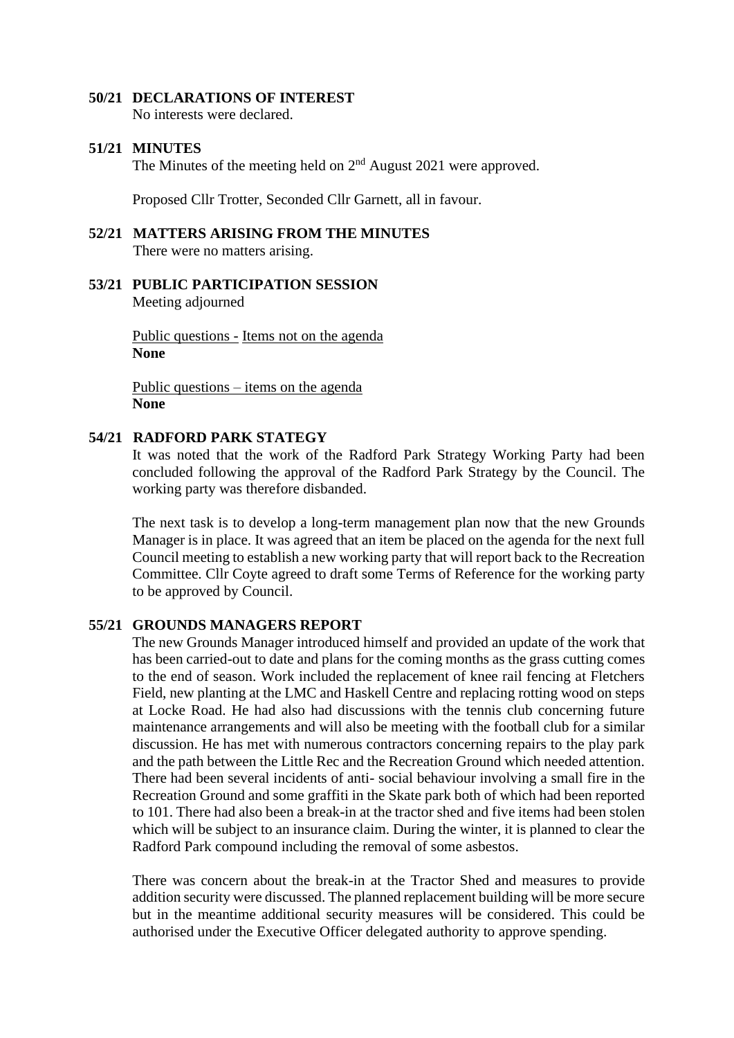### 50/21 DECLARATIONS OF INTEREST

No interests were declared.

### 51/21 MINUTES

The Minutes of the meeting held on 2nd August 2021 were approved.

Proposed Cllr Trotter, Seconded Cllr Garnett, all in favour.

### 52/21 MATTERS ARISING FROM THE MINUTES

There were no matters arising.

### 53/21 PUBLIC PARTICIPATION SESSION

Meeting adjourned

Public questions - Items not on the agenda
**None**

Public questions – items on the agenda
**None**

### 54/21 RADFORD PARK STATEGY

It was noted that the work of the Radford Park Strategy Working Party had been concluded following the approval of the Radford Park Strategy by the Council. The working party was therefore disbanded.

The next task is to develop a long-term management plan now that the new Grounds Manager is in place. It was agreed that an item be placed on the agenda for the next full Council meeting to establish a new working party that will report back to the Recreation Committee. Cllr Coyte agreed to draft some Terms of Reference for the working party to be approved by Council.

### 55/21 GROUNDS MANAGERS REPORT

The new Grounds Manager introduced himself and provided an update of the work that has been carried-out to date and plans for the coming months as the grass cutting comes to the end of season. Work included the replacement of knee rail fencing at Fletchers Field, new planting at the LMC and Haskell Centre and replacing rotting wood on steps at Locke Road. He had also had discussions with the tennis club concerning future maintenance arrangements and will also be meeting with the football club for a similar discussion. He has met with numerous contractors concerning repairs to the play park and the path between the Little Rec and the Recreation Ground which needed attention. There had been several incidents of anti- social behaviour involving a small fire in the Recreation Ground and some graffiti in the Skate park both of which had been reported to 101. There had also been a break-in at the tractor shed and five items had been stolen which will be subject to an insurance claim. During the winter, it is planned to clear the Radford Park compound including the removal of some asbestos.

There was concern about the break-in at the Tractor Shed and measures to provide addition security were discussed. The planned replacement building will be more secure but in the meantime additional security measures will be considered. This could be authorised under the Executive Officer delegated authority to approve spending.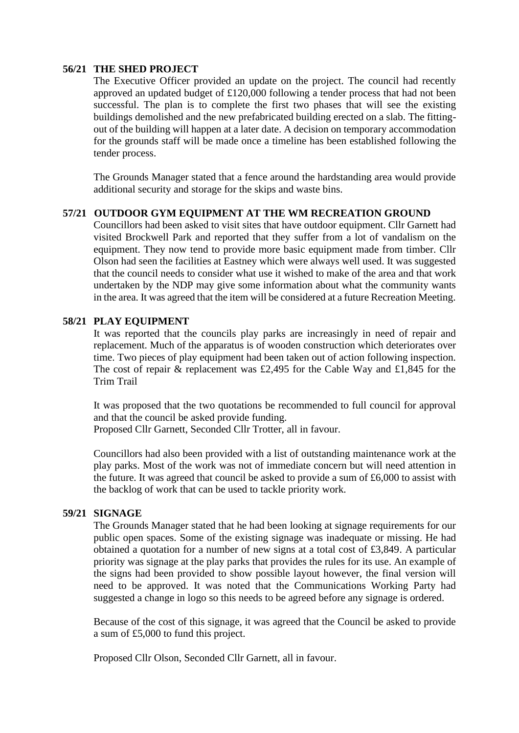**56/21 THE SHED PROJECT**

The Executive Officer provided an update on the project. The council had recently approved an updated budget of £120,000 following a tender process that had not been successful. The plan is to complete the first two phases that will see the existing buildings demolished and the new prefabricated building erected on a slab. The fitting-out of the building will happen at a later date. A decision on temporary accommodation for the grounds staff will be made once a timeline has been established following the tender process.

The Grounds Manager stated that a fence around the hardstanding area would provide additional security and storage for the skips and waste bins.

**57/21 OUTDOOR GYM EQUIPMENT AT THE WM RECREATION GROUND**

Councillors had been asked to visit sites that have outdoor equipment. Cllr Garnett had visited Brockwell Park and reported that they suffer from a lot of vandalism on the equipment. They now tend to provide more basic equipment made from timber. Cllr Olson had seen the facilities at Eastney which were always well used. It was suggested that the council needs to consider what use it wished to make of the area and that work undertaken by the NDP may give some information about what the community wants in the area. It was agreed that the item will be considered at a future Recreation Meeting.

**58/21 PLAY EQUIPMENT**

It was reported that the councils play parks are increasingly in need of repair and replacement. Much of the apparatus is of wooden construction which deteriorates over time. Two pieces of play equipment had been taken out of action following inspection. The cost of repair & replacement was £2,495 for the Cable Way and £1,845 for the Trim Trail

It was proposed that the two quotations be recommended to full council for approval and that the council be asked provide funding.
Proposed Cllr Garnett, Seconded Cllr Trotter, all in favour.

Councillors had also been provided with a list of outstanding maintenance work at the play parks. Most of the work was not of immediate concern but will need attention in the future. It was agreed that council be asked to provide a sum of £6,000 to assist with the backlog of work that can be used to tackle priority work.

**59/21 SIGNAGE**

The Grounds Manager stated that he had been looking at signage requirements for our public open spaces. Some of the existing signage was inadequate or missing. He had obtained a quotation for a number of new signs at a total cost of £3,849. A particular priority was signage at the play parks that provides the rules for its use. An example of the signs had been provided to show possible layout however, the final version will need to be approved. It was noted that the Communications Working Party had suggested a change in logo so this needs to be agreed before any signage is ordered.

Because of the cost of this signage, it was agreed that the Council be asked to provide a sum of £5,000 to fund this project.

Proposed Cllr Olson, Seconded Cllr Garnett, all in favour.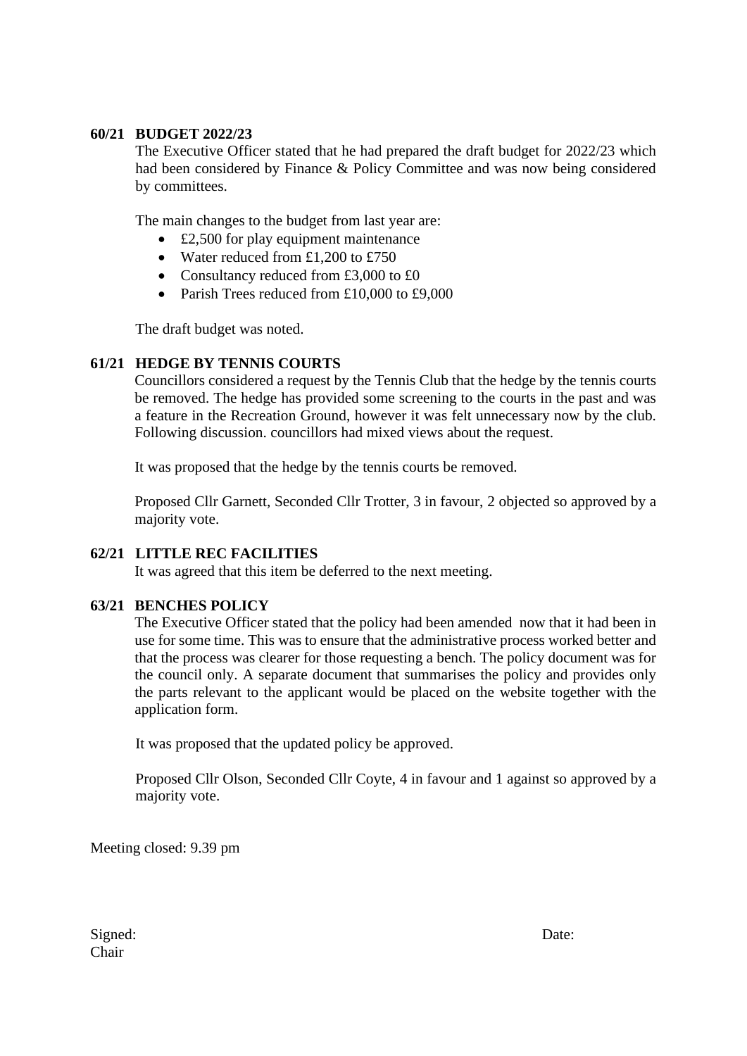**60/21 BUDGET 2022/23**

The Executive Officer stated that he had prepared the draft budget for 2022/23 which had been considered by Finance & Policy Committee and was now being considered by committees.

The main changes to the budget from last year are:

- £2,500 for play equipment maintenance
- Water reduced from £1,200 to £750
- Consultancy reduced from £3,000 to £0
- Parish Trees reduced from £10,000 to £9,000

The draft budget was noted.

**61/21 HEDGE BY TENNIS COURTS**

Councillors considered a request by the Tennis Club that the hedge by the tennis courts be removed. The hedge has provided some screening to the courts in the past and was a feature in the Recreation Ground, however it was felt unnecessary now by the club. Following discussion. councillors had mixed views about the request.

It was proposed that the hedge by the tennis courts be removed.

Proposed Cllr Garnett, Seconded Cllr Trotter, 3 in favour, 2 objected so approved by a majority vote.

**62/21 LITTLE REC FACILITIES**

It was agreed that this item be deferred to the next meeting.

**63/21 BENCHES POLICY**

The Executive Officer stated that the policy had been amended now that it had been in use for some time. This was to ensure that the administrative process worked better and that the process was clearer for those requesting a bench. The policy document was for the council only. A separate document that summarises the policy and provides only the parts relevant to the applicant would be placed on the website together with the application form.

It was proposed that the updated policy be approved.

Proposed Cllr Olson, Seconded Cllr Coyte, 4 in favour and 1 against so approved by a majority vote.

Meeting closed: 9.39 pm

Signed: Date:
Chair